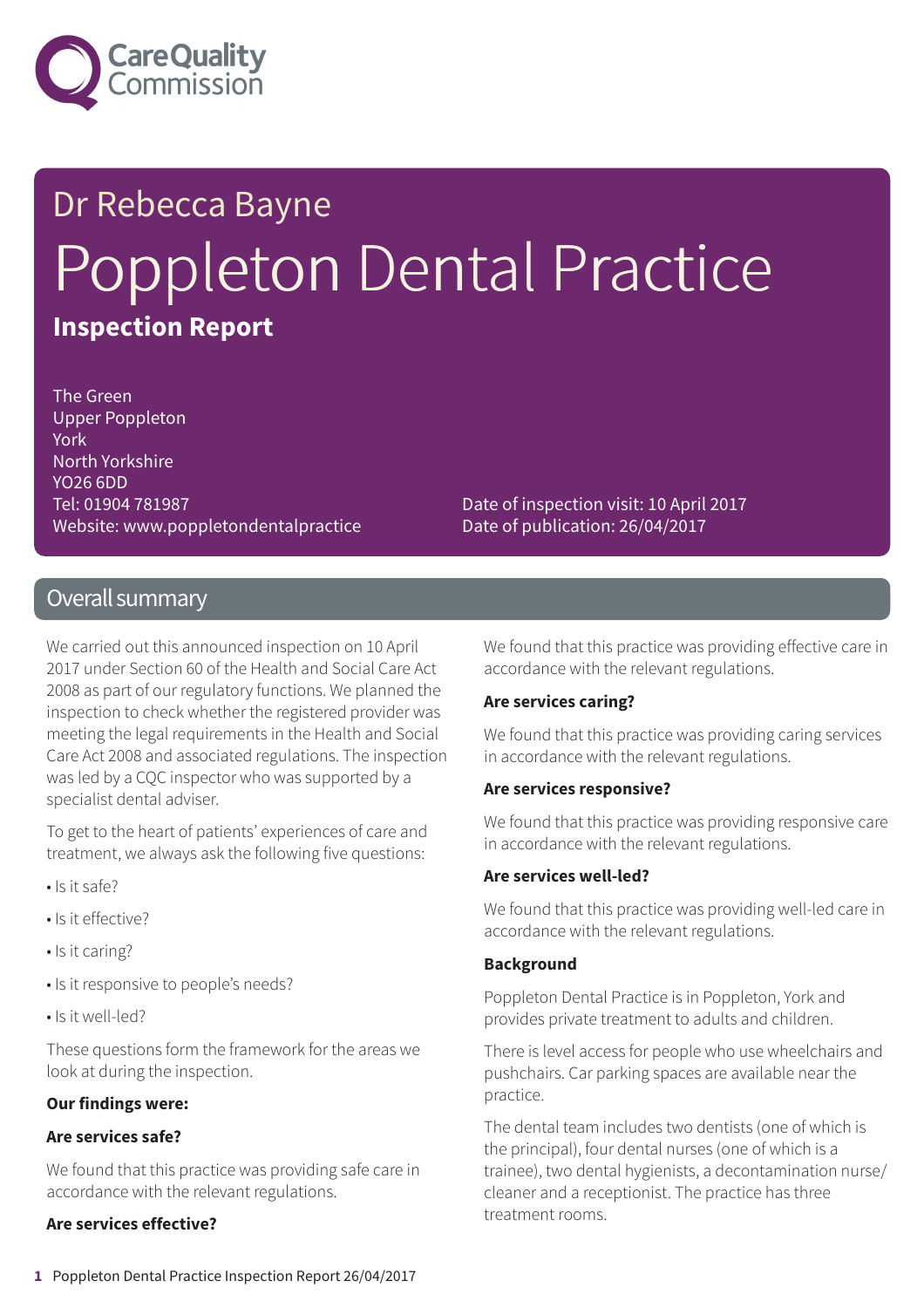# Dr Rebecca Bayne

# Poppleton Dental Practice

## Inspection Report

The Green
Upper Poppleton
York
North Yorkshire
YO26 6DD
Tel: 01904 781987
Website: www.poppletondentalpractice

Date of inspection visit: 10 April 2017
Date of publication: 26/04/2017

## Overall summary

We carried out this announced inspection on 10 April 2017 under Section 60 of the Health and Social Care Act 2008 as part of our regulatory functions. We planned the inspection to check whether the registered provider was meeting the legal requirements in the Health and Social Care Act 2008 and associated regulations. The inspection was led by a CQC inspector who was supported by a specialist dental adviser.

To get to the heart of patients' experiences of care and treatment, we always ask the following five questions:

- Is it safe?
- Is it effective?
- Is it caring?
- Is it responsive to people's needs?
- Is it well-led?

These questions form the framework for the areas we look at during the inspection.

**Our findings were:**

**Are services safe?**

We found that this practice was providing safe care in accordance with the relevant regulations.

**Are services effective?**

We found that this practice was providing effective care in accordance with the relevant regulations.

**Are services caring?**

We found that this practice was providing caring services in accordance with the relevant regulations.

**Are services responsive?**

We found that this practice was providing responsive care in accordance with the relevant regulations.

**Are services well-led?**

We found that this practice was providing well-led care in accordance with the relevant regulations.

**Background**

Poppleton Dental Practice is in Poppleton, York and provides private treatment to adults and children.

There is level access for people who use wheelchairs and pushchairs. Car parking spaces are available near the practice.

The dental team includes two dentists (one of which is the principal), four dental nurses (one of which is a trainee), two dental hygienists, a decontamination nurse/ cleaner and a receptionist. The practice has three treatment rooms.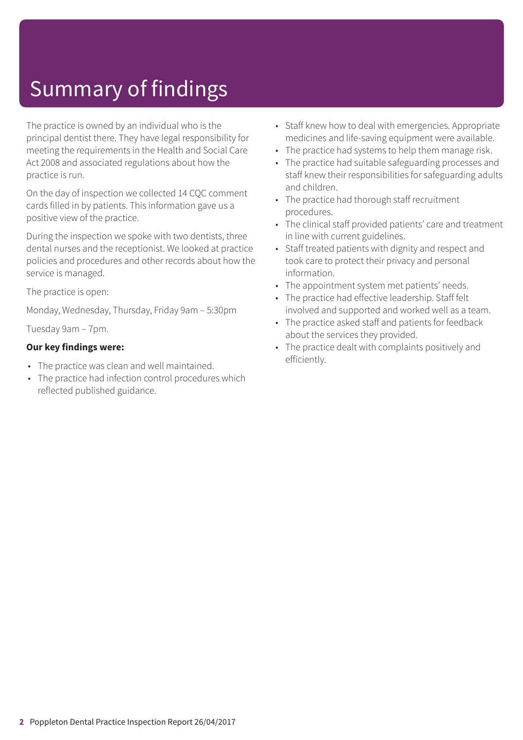# Summary of findings

The practice is owned by an individual who is the principal dentist there. They have legal responsibility for meeting the requirements in the Health and Social Care Act 2008 and associated regulations about how the practice is run.

On the day of inspection we collected 14 CQC comment cards filled in by patients. This information gave us a positive view of the practice.

During the inspection we spoke with two dentists, three dental nurses and the receptionist. We looked at practice policies and procedures and other records about how the service is managed.

The practice is open:

Monday, Wednesday, Thursday, Friday 9am – 5:30pm

Tuesday 9am – 7pm.

**Our key findings were:**

- The practice was clean and well maintained.
- The practice had infection control procedures which reflected published guidance.
- Staff knew how to deal with emergencies. Appropriate medicines and life-saving equipment were available.
- The practice had systems to help them manage risk.
- The practice had suitable safeguarding processes and staff knew their responsibilities for safeguarding adults and children.
- The practice had thorough staff recruitment procedures.
- The clinical staff provided patients' care and treatment in line with current guidelines.
- Staff treated patients with dignity and respect and took care to protect their privacy and personal information.
- The appointment system met patients' needs.
- The practice had effective leadership. Staff felt involved and supported and worked well as a team.
- The practice asked staff and patients for feedback about the services they provided.
- The practice dealt with complaints positively and efficiently.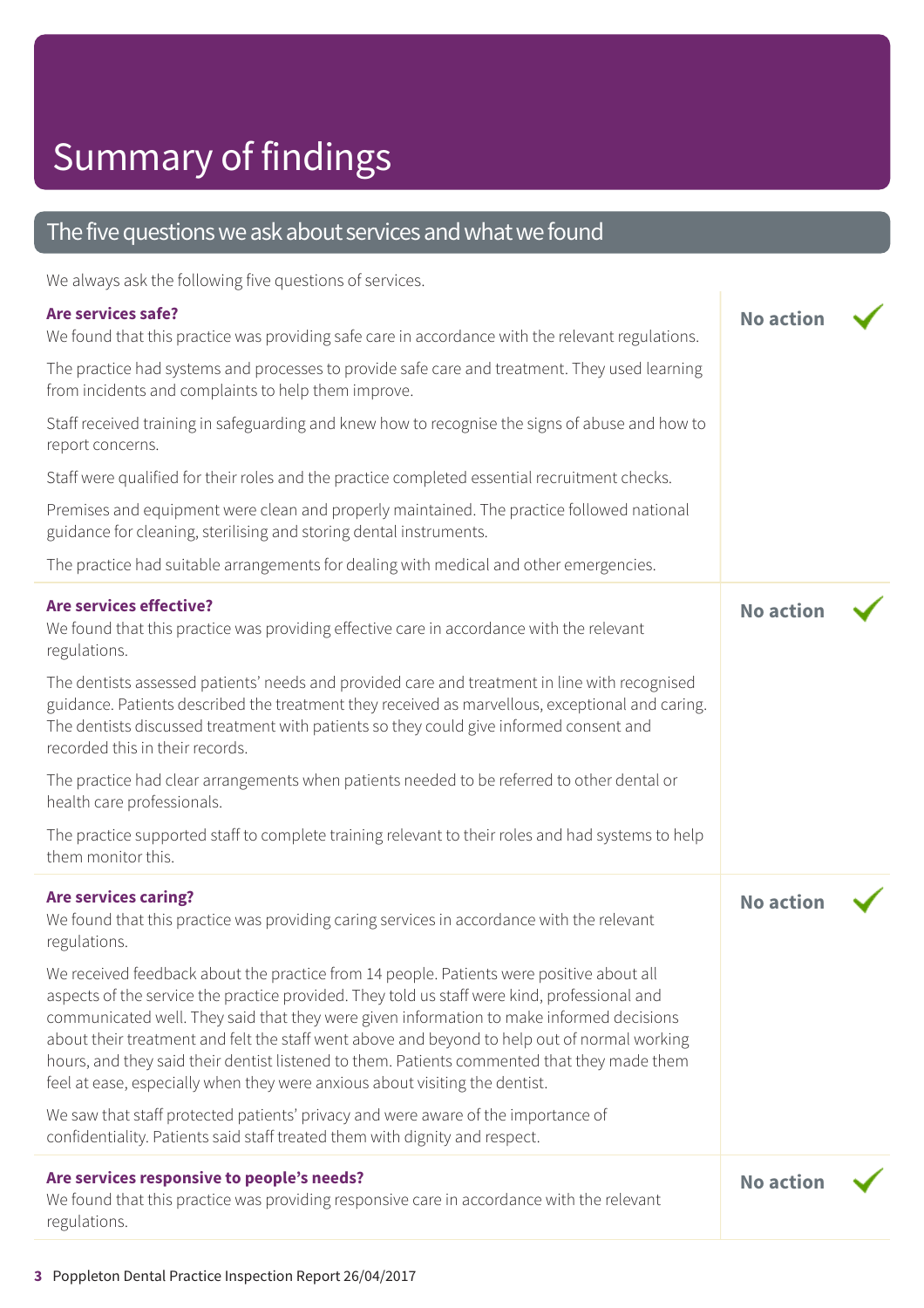# Summary of findings

## The five questions we ask about services and what we found

We always ask the following five questions of services.

### Are services safe?

**No action** ✔

We found that this practice was providing safe care in accordance with the relevant regulations.

The practice had systems and processes to provide safe care and treatment. They used learning from incidents and complaints to help them improve.

Staff received training in safeguarding and knew how to recognise the signs of abuse and how to report concerns.

Staff were qualified for their roles and the practice completed essential recruitment checks.

Premises and equipment were clean and properly maintained. The practice followed national guidance for cleaning, sterilising and storing dental instruments.

The practice had suitable arrangements for dealing with medical and other emergencies.

### Are services effective?

**No action** ✔

We found that this practice was providing effective care in accordance with the relevant regulations.

The dentists assessed patients' needs and provided care and treatment in line with recognised guidance. Patients described the treatment they received as marvellous, exceptional and caring. The dentists discussed treatment with patients so they could give informed consent and recorded this in their records.

The practice had clear arrangements when patients needed to be referred to other dental or health care professionals.

The practice supported staff to complete training relevant to their roles and had systems to help them monitor this.

### Are services caring?

**No action** ✔

We found that this practice was providing caring services in accordance with the relevant regulations.

We received feedback about the practice from 14 people. Patients were positive about all aspects of the service the practice provided. They told us staff were kind, professional and communicated well. They said that they were given information to make informed decisions about their treatment and felt the staff went above and beyond to help out of normal working hours, and they said their dentist listened to them. Patients commented that they made them feel at ease, especially when they were anxious about visiting the dentist.

We saw that staff protected patients' privacy and were aware of the importance of confidentiality. Patients said staff treated them with dignity and respect.

### Are services responsive to people's needs?

**No action** ✔

We found that this practice was providing responsive care in accordance with the relevant regulations.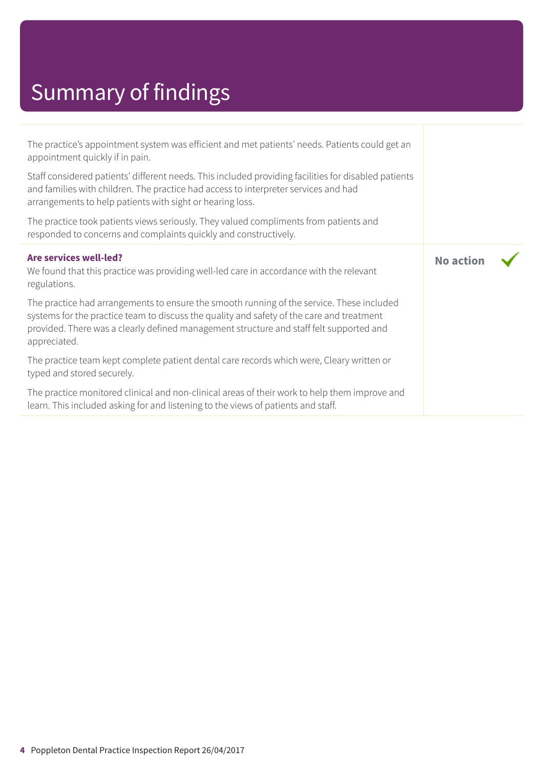# Summary of findings

The practice's appointment system was efficient and met patients' needs. Patients could get an appointment quickly if in pain.

Staff considered patients' different needs. This included providing facilities for disabled patients and families with children. The practice had access to interpreter services and had arrangements to help patients with sight or hearing loss.

The practice took patients views seriously. They valued compliments from patients and responded to concerns and complaints quickly and constructively.

**Are services well-led?**

**No action** ✓

We found that this practice was providing well-led care in accordance with the relevant regulations.

The practice had arrangements to ensure the smooth running of the service. These included systems for the practice team to discuss the quality and safety of the care and treatment provided. There was a clearly defined management structure and staff felt supported and appreciated.

The practice team kept complete patient dental care records which were, Cleary written or typed and stored securely.

The practice monitored clinical and non-clinical areas of their work to help them improve and learn. This included asking for and listening to the views of patients and staff.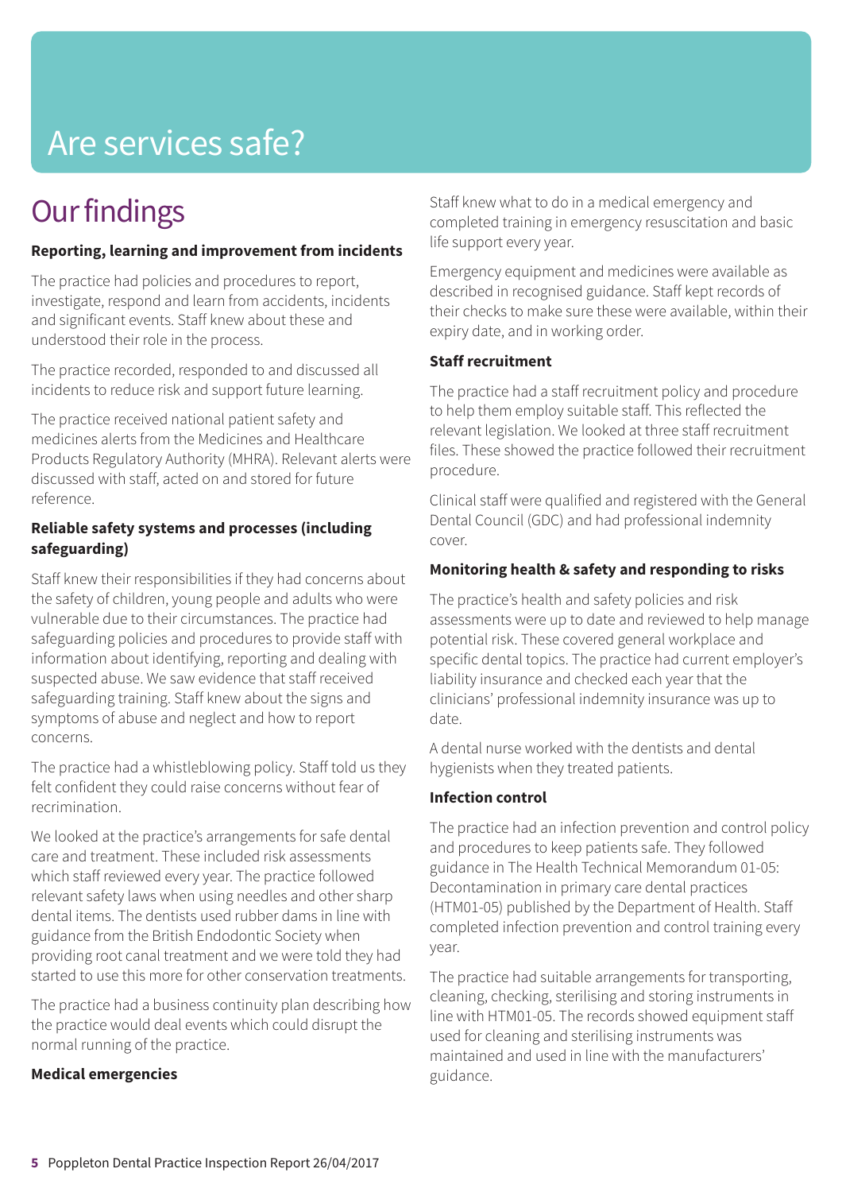# Are services safe?

## Our findings

**Reporting, learning and improvement from incidents**

The practice had policies and procedures to report, investigate, respond and learn from accidents, incidents and significant events. Staff knew about these and understood their role in the process.

The practice recorded, responded to and discussed all incidents to reduce risk and support future learning.

The practice received national patient safety and medicines alerts from the Medicines and Healthcare Products Regulatory Authority (MHRA). Relevant alerts were discussed with staff, acted on and stored for future reference.

**Reliable safety systems and processes (including safeguarding)**

Staff knew their responsibilities if they had concerns about the safety of children, young people and adults who were vulnerable due to their circumstances. The practice had safeguarding policies and procedures to provide staff with information about identifying, reporting and dealing with suspected abuse. We saw evidence that staff received safeguarding training. Staff knew about the signs and symptoms of abuse and neglect and how to report concerns.

The practice had a whistleblowing policy. Staff told us they felt confident they could raise concerns without fear of recrimination.

We looked at the practice's arrangements for safe dental care and treatment. These included risk assessments which staff reviewed every year. The practice followed relevant safety laws when using needles and other sharp dental items. The dentists used rubber dams in line with guidance from the British Endodontic Society when providing root canal treatment and we were told they had started to use this more for other conservation treatments.

The practice had a business continuity plan describing how the practice would deal events which could disrupt the normal running of the practice.

**Medical emergencies**

Staff knew what to do in a medical emergency and completed training in emergency resuscitation and basic life support every year.

Emergency equipment and medicines were available as described in recognised guidance. Staff kept records of their checks to make sure these were available, within their expiry date, and in working order.

**Staff recruitment**

The practice had a staff recruitment policy and procedure to help them employ suitable staff. This reflected the relevant legislation. We looked at three staff recruitment files. These showed the practice followed their recruitment procedure.

Clinical staff were qualified and registered with the General Dental Council (GDC) and had professional indemnity cover.

**Monitoring health & safety and responding to risks**

The practice's health and safety policies and risk assessments were up to date and reviewed to help manage potential risk. These covered general workplace and specific dental topics. The practice had current employer's liability insurance and checked each year that the clinicians' professional indemnity insurance was up to date.

A dental nurse worked with the dentists and dental hygienists when they treated patients.

**Infection control**

The practice had an infection prevention and control policy and procedures to keep patients safe. They followed guidance in The Health Technical Memorandum 01-05: Decontamination in primary care dental practices (HTM01-05) published by the Department of Health. Staff completed infection prevention and control training every year.

The practice had suitable arrangements for transporting, cleaning, checking, sterilising and storing instruments in line with HTM01-05. The records showed equipment staff used for cleaning and sterilising instruments was maintained and used in line with the manufacturers' guidance.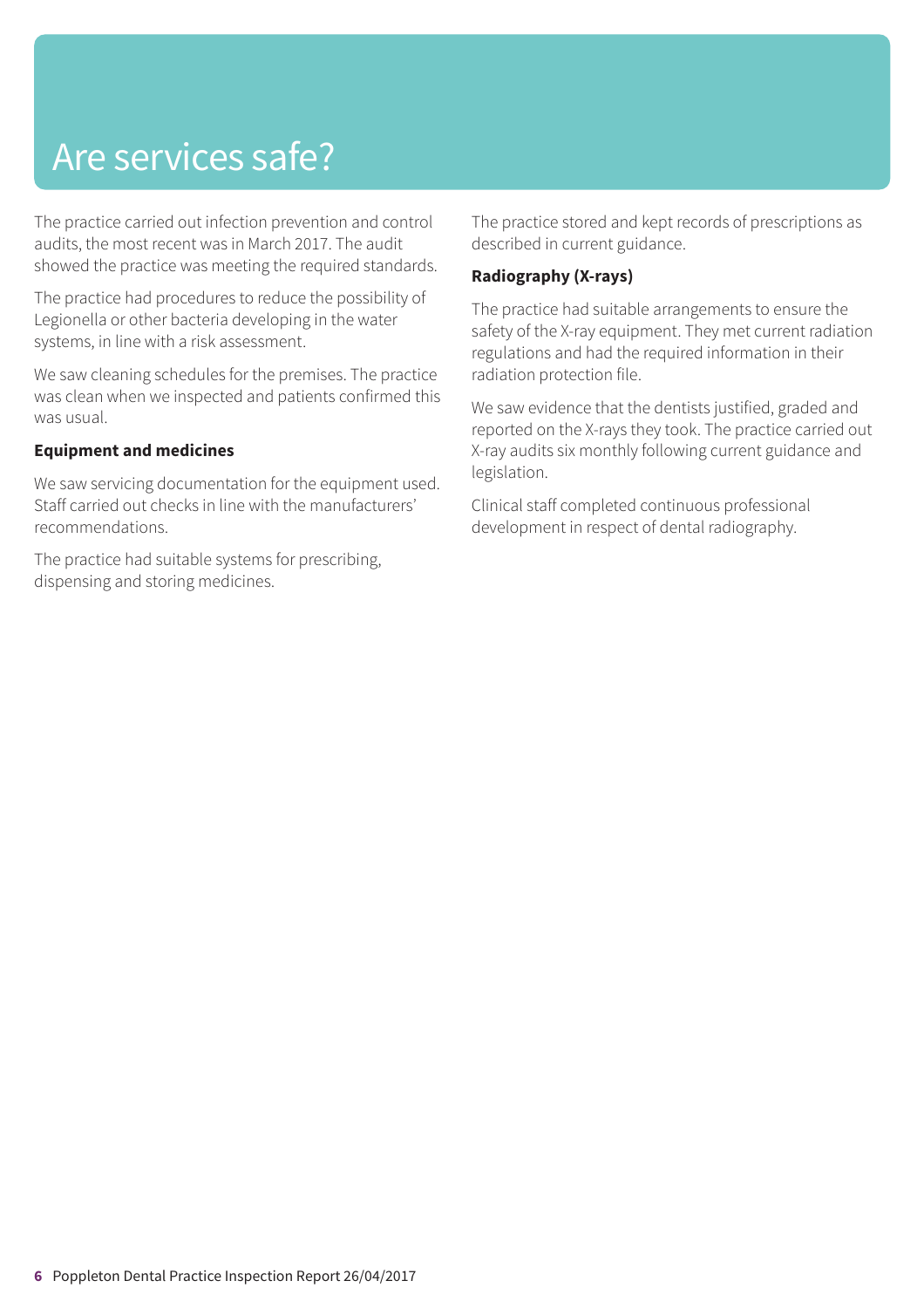# Are services safe?

The practice carried out infection prevention and control audits, the most recent was in March 2017. The audit showed the practice was meeting the required standards.

The practice had procedures to reduce the possibility of Legionella or other bacteria developing in the water systems, in line with a risk assessment.

We saw cleaning schedules for the premises. The practice was clean when we inspected and patients confirmed this was usual.

**Equipment and medicines**

We saw servicing documentation for the equipment used. Staff carried out checks in line with the manufacturers' recommendations.

The practice had suitable systems for prescribing, dispensing and storing medicines.

The practice stored and kept records of prescriptions as described in current guidance.

**Radiography (X-rays)**

The practice had suitable arrangements to ensure the safety of the X-ray equipment. They met current radiation regulations and had the required information in their radiation protection file.

We saw evidence that the dentists justified, graded and reported on the X-rays they took. The practice carried out X-ray audits six monthly following current guidance and legislation.

Clinical staff completed continuous professional development in respect of dental radiography.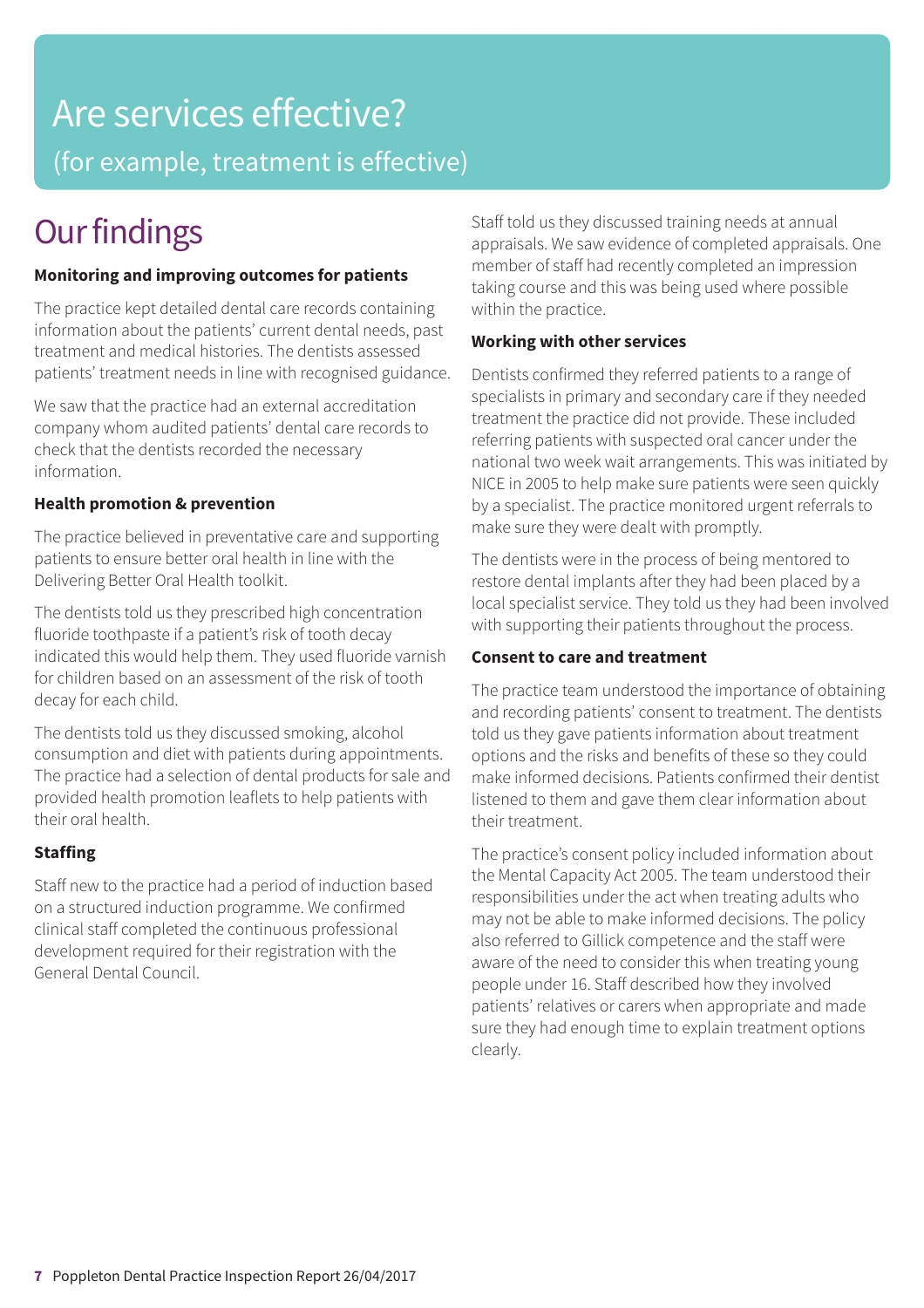# Are services effective?

(for example, treatment is effective)

## Our findings

**Monitoring and improving outcomes for patients**

The practice kept detailed dental care records containing information about the patients' current dental needs, past treatment and medical histories. The dentists assessed patients' treatment needs in line with recognised guidance.

We saw that the practice had an external accreditation company whom audited patients' dental care records to check that the dentists recorded the necessary information.

**Health promotion & prevention**

The practice believed in preventative care and supporting patients to ensure better oral health in line with the Delivering Better Oral Health toolkit.

The dentists told us they prescribed high concentration fluoride toothpaste if a patient's risk of tooth decay indicated this would help them. They used fluoride varnish for children based on an assessment of the risk of tooth decay for each child.

The dentists told us they discussed smoking, alcohol consumption and diet with patients during appointments. The practice had a selection of dental products for sale and provided health promotion leaflets to help patients with their oral health.

**Staffing**

Staff new to the practice had a period of induction based on a structured induction programme. We confirmed clinical staff completed the continuous professional development required for their registration with the General Dental Council.

Staff told us they discussed training needs at annual appraisals. We saw evidence of completed appraisals. One member of staff had recently completed an impression taking course and this was being used where possible within the practice.

**Working with other services**

Dentists confirmed they referred patients to a range of specialists in primary and secondary care if they needed treatment the practice did not provide. These included referring patients with suspected oral cancer under the national two week wait arrangements. This was initiated by NICE in 2005 to help make sure patients were seen quickly by a specialist. The practice monitored urgent referrals to make sure they were dealt with promptly.

The dentists were in the process of being mentored to restore dental implants after they had been placed by a local specialist service. They told us they had been involved with supporting their patients throughout the process.

**Consent to care and treatment**

The practice team understood the importance of obtaining and recording patients' consent to treatment. The dentists told us they gave patients information about treatment options and the risks and benefits of these so they could make informed decisions. Patients confirmed their dentist listened to them and gave them clear information about their treatment.

The practice's consent policy included information about the Mental Capacity Act 2005. The team understood their responsibilities under the act when treating adults who may not be able to make informed decisions. The policy also referred to Gillick competence and the staff were aware of the need to consider this when treating young people under 16. Staff described how they involved patients' relatives or carers when appropriate and made sure they had enough time to explain treatment options clearly.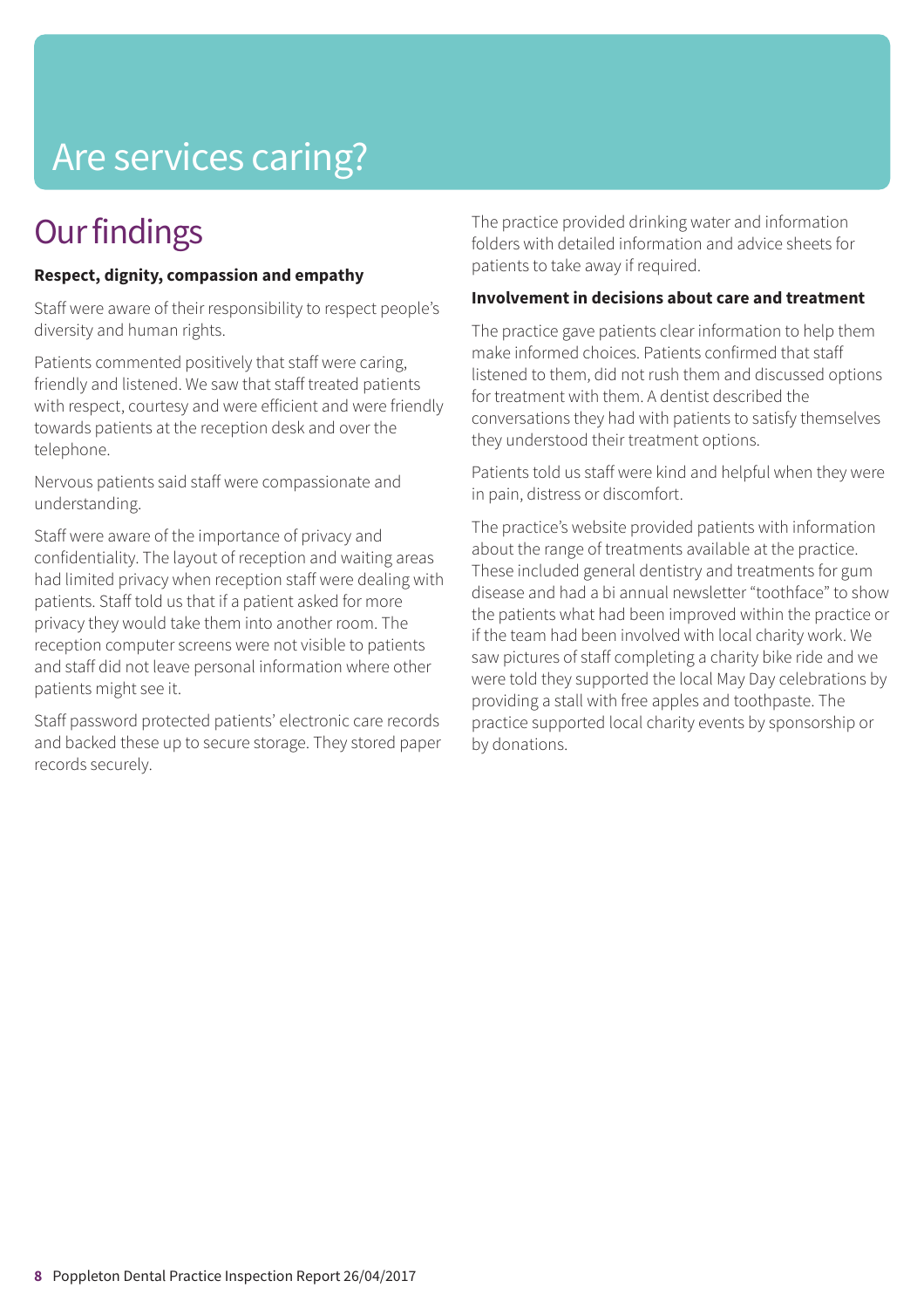# Are services caring?

## Our findings

**Respect, dignity, compassion and empathy**

Staff were aware of their responsibility to respect people's diversity and human rights.

Patients commented positively that staff were caring, friendly and listened. We saw that staff treated patients with respect, courtesy and were efficient and were friendly towards patients at the reception desk and over the telephone.

Nervous patients said staff were compassionate and understanding.

Staff were aware of the importance of privacy and confidentiality. The layout of reception and waiting areas had limited privacy when reception staff were dealing with patients. Staff told us that if a patient asked for more privacy they would take them into another room. The reception computer screens were not visible to patients and staff did not leave personal information where other patients might see it.

Staff password protected patients' electronic care records and backed these up to secure storage. They stored paper records securely.

The practice provided drinking water and information folders with detailed information and advice sheets for patients to take away if required.

**Involvement in decisions about care and treatment**

The practice gave patients clear information to help them make informed choices. Patients confirmed that staff listened to them, did not rush them and discussed options for treatment with them. A dentist described the conversations they had with patients to satisfy themselves they understood their treatment options.

Patients told us staff were kind and helpful when they were in pain, distress or discomfort.

The practice's website provided patients with information about the range of treatments available at the practice. These included general dentistry and treatments for gum disease and had a bi annual newsletter "toothface" to show the patients what had been improved within the practice or if the team had been involved with local charity work. We saw pictures of staff completing a charity bike ride and we were told they supported the local May Day celebrations by providing a stall with free apples and toothpaste. The practice supported local charity events by sponsorship or by donations.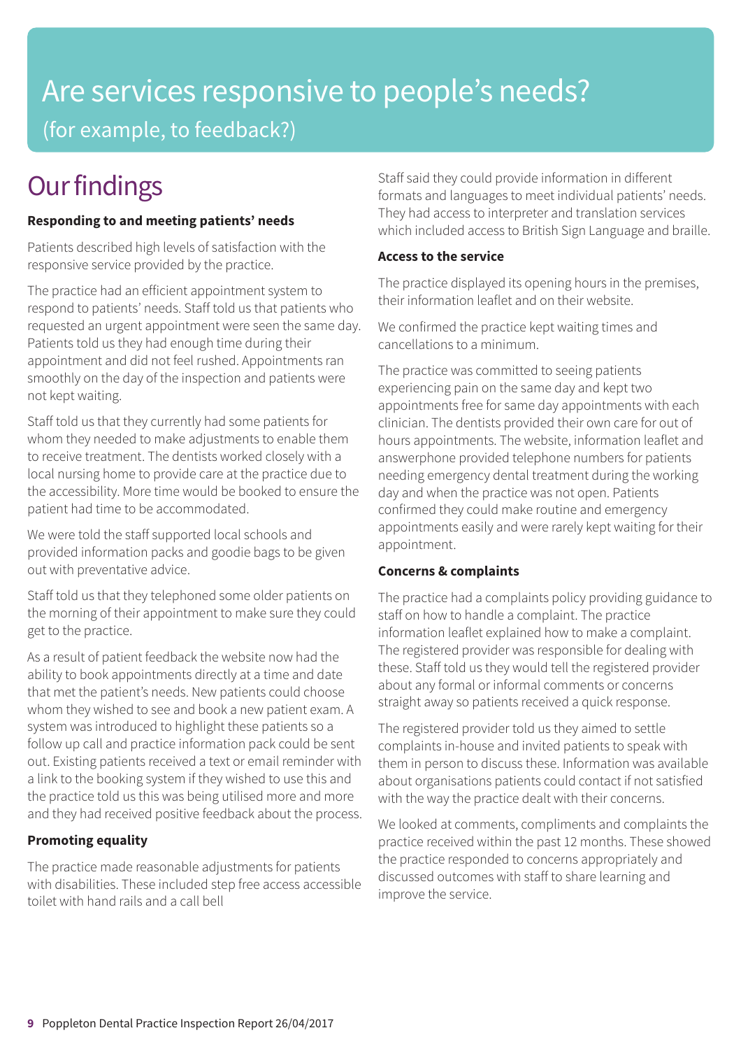# Are services responsive to people's needs?

(for example, to feedback?)

## Our findings

**Responding to and meeting patients' needs**

Patients described high levels of satisfaction with the responsive service provided by the practice.

The practice had an efficient appointment system to respond to patients' needs. Staff told us that patients who requested an urgent appointment were seen the same day. Patients told us they had enough time during their appointment and did not feel rushed. Appointments ran smoothly on the day of the inspection and patients were not kept waiting.

Staff told us that they currently had some patients for whom they needed to make adjustments to enable them to receive treatment. The dentists worked closely with a local nursing home to provide care at the practice due to the accessibility. More time would be booked to ensure the patient had time to be accommodated.

We were told the staff supported local schools and provided information packs and goodie bags to be given out with preventative advice.

Staff told us that they telephoned some older patients on the morning of their appointment to make sure they could get to the practice.

As a result of patient feedback the website now had the ability to book appointments directly at a time and date that met the patient's needs. New patients could choose whom they wished to see and book a new patient exam. A system was introduced to highlight these patients so a follow up call and practice information pack could be sent out. Existing patients received a text or email reminder with a link to the booking system if they wished to use this and the practice told us this was being utilised more and more and they had received positive feedback about the process.

**Promoting equality**

The practice made reasonable adjustments for patients with disabilities. These included step free access accessible toilet with hand rails and a call bell

Staff said they could provide information in different formats and languages to meet individual patients' needs. They had access to interpreter and translation services which included access to British Sign Language and braille.

**Access to the service**

The practice displayed its opening hours in the premises, their information leaflet and on their website.

We confirmed the practice kept waiting times and cancellations to a minimum.

The practice was committed to seeing patients experiencing pain on the same day and kept two appointments free for same day appointments with each clinician. The dentists provided their own care for out of hours appointments. The website, information leaflet and answerphone provided telephone numbers for patients needing emergency dental treatment during the working day and when the practice was not open. Patients confirmed they could make routine and emergency appointments easily and were rarely kept waiting for their appointment.

**Concerns & complaints**

The practice had a complaints policy providing guidance to staff on how to handle a complaint. The practice information leaflet explained how to make a complaint. The registered provider was responsible for dealing with these. Staff told us they would tell the registered provider about any formal or informal comments or concerns straight away so patients received a quick response.

The registered provider told us they aimed to settle complaints in-house and invited patients to speak with them in person to discuss these. Information was available about organisations patients could contact if not satisfied with the way the practice dealt with their concerns.

We looked at comments, compliments and complaints the practice received within the past 12 months. These showed the practice responded to concerns appropriately and discussed outcomes with staff to share learning and improve the service.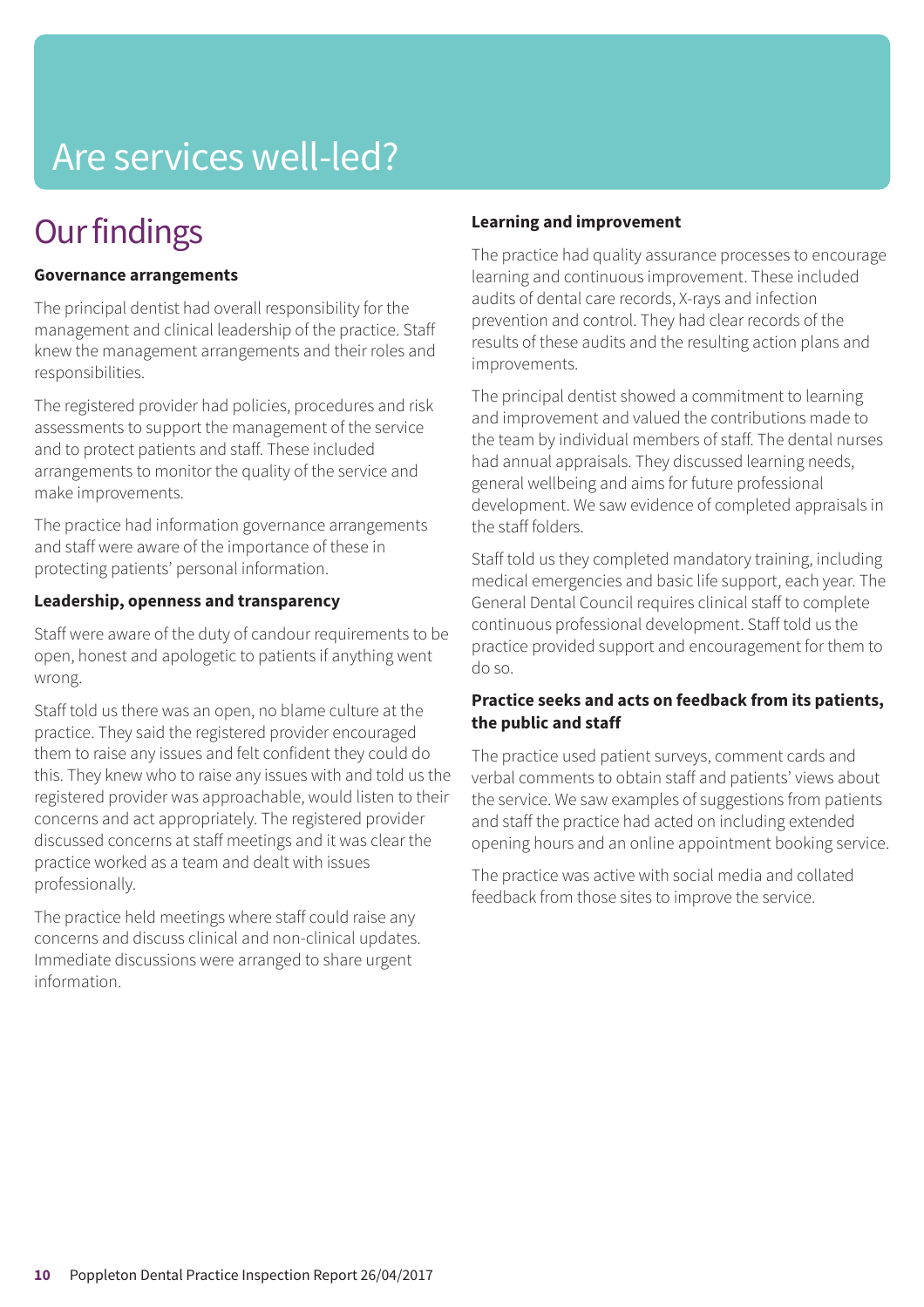# Are services well-led?

## Our findings

### Governance arrangements

The principal dentist had overall responsibility for the management and clinical leadership of the practice. Staff knew the management arrangements and their roles and responsibilities.

The registered provider had policies, procedures and risk assessments to support the management of the service and to protect patients and staff. These included arrangements to monitor the quality of the service and make improvements.

The practice had information governance arrangements and staff were aware of the importance of these in protecting patients' personal information.

### Leadership, openness and transparency

Staff were aware of the duty of candour requirements to be open, honest and apologetic to patients if anything went wrong.

Staff told us there was an open, no blame culture at the practice. They said the registered provider encouraged them to raise any issues and felt confident they could do this. They knew who to raise any issues with and told us the registered provider was approachable, would listen to their concerns and act appropriately. The registered provider discussed concerns at staff meetings and it was clear the practice worked as a team and dealt with issues professionally.

The practice held meetings where staff could raise any concerns and discuss clinical and non-clinical updates. Immediate discussions were arranged to share urgent information.

### Learning and improvement

The practice had quality assurance processes to encourage learning and continuous improvement. These included audits of dental care records, X-rays and infection prevention and control. They had clear records of the results of these audits and the resulting action plans and improvements.

The principal dentist showed a commitment to learning and improvement and valued the contributions made to the team by individual members of staff. The dental nurses had annual appraisals. They discussed learning needs, general wellbeing and aims for future professional development. We saw evidence of completed appraisals in the staff folders.

Staff told us they completed mandatory training, including medical emergencies and basic life support, each year. The General Dental Council requires clinical staff to complete continuous professional development. Staff told us the practice provided support and encouragement for them to do so.

### Practice seeks and acts on feedback from its patients, the public and staff

The practice used patient surveys, comment cards and verbal comments to obtain staff and patients' views about the service. We saw examples of suggestions from patients and staff the practice had acted on including extended opening hours and an online appointment booking service.

The practice was active with social media and collated feedback from those sites to improve the service.